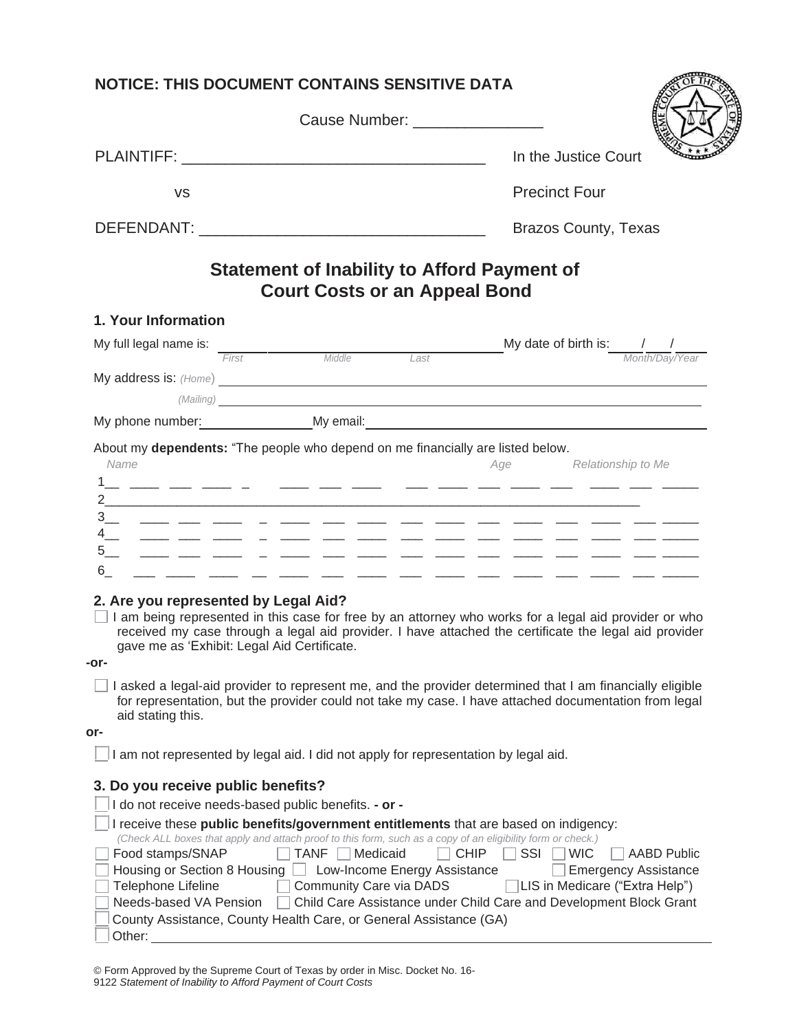**NOTICE: THIS DOCUMENT CONTAINS SENSITIVE DATA**

Cause Number: _______________

PLAINTIFF: ___________________________________ In the Justice Court

vs Precinct Four

DEFENDANT: _________________________________ Brazos County, Texas

# Statement of Inability to Afford Payment of Court Costs or an Appeal Bond

## 1. Your Information

My full legal name is: ______ ______ ______ My date of birth is: ___/___/___
*First Middle Last* *Month/Day/Year*

My address is: *(Home)* ________________________________________________

*(Mailing)* ________________________________________________

My phone number: ______________ My email: ______________________________

About my **dependents:** "The people who depend on me financially are listed below.

| *Name* | *Age* | *Relationship to Me* |
|---|---|---|
| 1 | | |
| 2 | | |
| 3 | | |
| 4 | | |
| 5 | | |
| 6 | | |

## 2. Are you represented by Legal Aid?

☐ I am being represented in this case for free by an attorney who works for a legal aid provider or who received my case through a legal aid provider. I have attached the certificate the legal aid provider gave me as 'Exhibit: Legal Aid Certificate.

**-or-**

☐ I asked a legal-aid provider to represent me, and the provider determined that I am financially eligible for representation, but the provider could not take my case. I have attached documentation from legal aid stating this.

**or-**

☐ I am not represented by legal aid. I did not apply for representation by legal aid.

## 3. Do you receive public benefits?

☐ I do not receive needs-based public benefits. **- or -**

☐ I receive these **public benefits/government entitlements** that are based on indigency:
*(Check ALL boxes that apply and attach proof to this form, such as a copy of an eligibility form or check.)*

☐ Food stamps/SNAP ☐ TANF ☐ Medicaid ☐ CHIP ☐ SSI ☐ WIC ☐ AABD Public
☐ Housing or Section 8 Housing ☐ Low-Income Energy Assistance ☐ Emergency Assistance
☐ Telephone Lifeline ☐ Community Care via DADS ☐ LIS in Medicare ("Extra Help")
☐ Needs-based VA Pension ☐ Child Care Assistance under Child Care and Development Block Grant
☐ County Assistance, County Health Care, or General Assistance (GA)
☐ Other: ________________________________________________

© Form Approved by the Supreme Court of Texas by order in Misc. Docket No. 16-9122 *Statement of Inability to Afford Payment of Court Costs*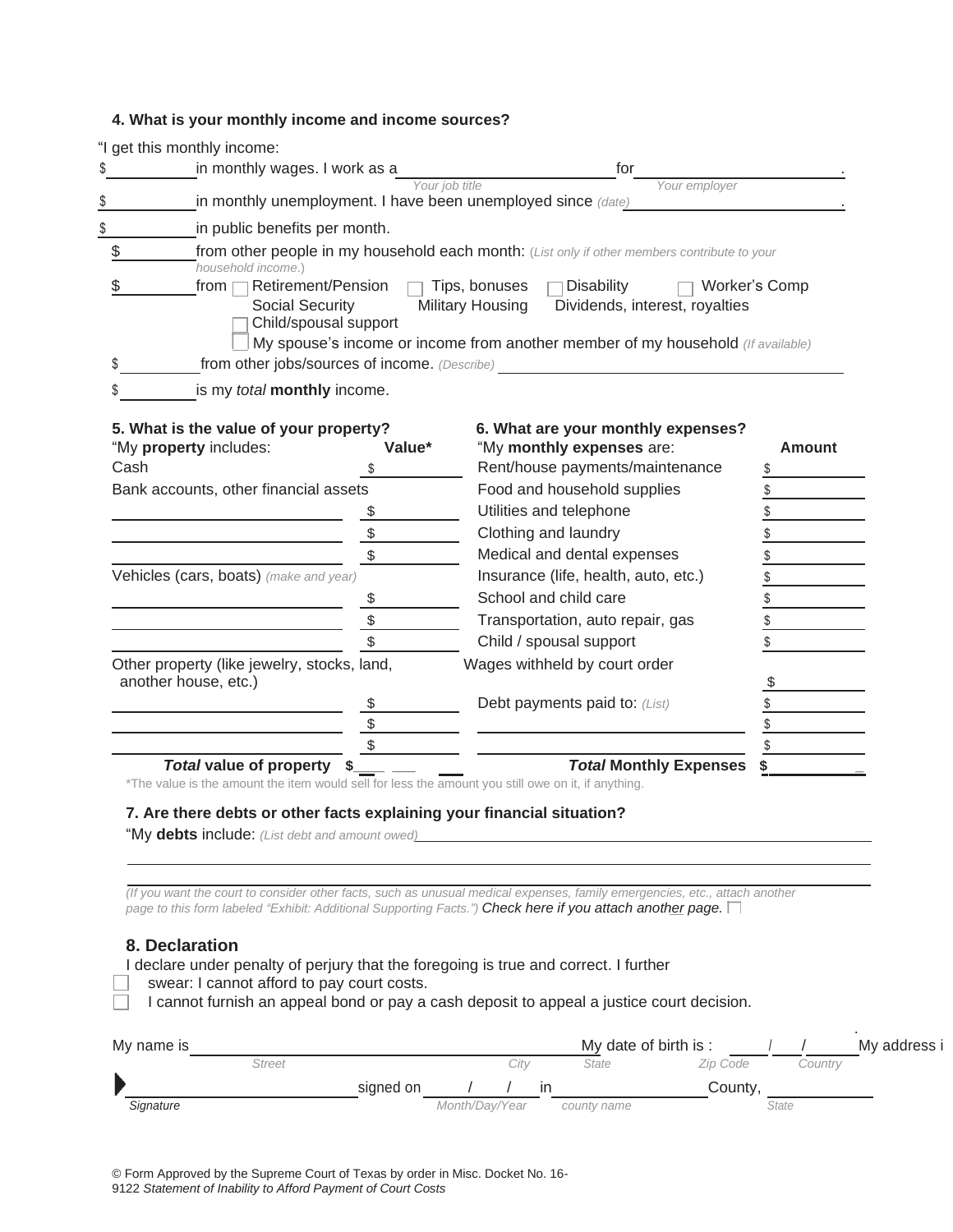**4. What is your monthly income and income sources?**

"I get this monthly income:

$\_\_\_\_\_\_\_\_\_\_ in monthly wages. I work as a \_\_\_\_\_\_\_\_\_\_\_\_\_\_\_\_\_\_\_\_ for \_\_\_\_\_\_\_\_\_\_\_\_\_\_\_\_\_\_\_\_.
*Your job title* *Your employer*

$\_\_\_\_\_\_\_\_\_\_ in monthly unemployment. I have been unemployed since *(date)*\_\_\_\_\_\_\_\_\_\_\_\_\_\_\_\_\_\_\_\_.

$\_\_\_\_\_\_\_\_\_\_ in public benefits per month.

$\_\_\_\_\_\_\_\_\_\_ from other people in my household each month: *(List only if other members contribute to your household income.)*

$\_\_\_\_\_\_\_\_\_\_ from ☐ Retirement/Pension ☐ Tips, bonuses ☐ Disability ☐ Worker's Comp
Social Security Military Housing Dividends, interest, royalties
☐ Child/spousal support
☐ My spouse's income or income from another member of my household *(If available)*

$\_\_\_\_\_\_\_\_\_\_ from other jobs/sources of income. *(Describe)* \_\_\_\_\_\_\_\_\_\_\_\_\_\_\_\_\_\_\_\_

$\_\_\_\_\_\_\_\_\_\_ is my *total* **monthly** income.

**5. What is the value of your property?**

| "My **property** includes: | **Value*** |
|---|---|
| Cash | $ |
| Bank accounts, other financial assets | |
| | $ |
| | $ |
| | $ |
| Vehicles (cars, boats) *(make and year)* | |
| | $ |
| | $ |
| | $ |
| Other property (like jewelry, stocks, land, another house, etc.) | |
| | $ |
| | $ |
| | $ |
| ***Total* value of property** | **$** |

*The value is the amount the item would sell for less the amount you still owe on it, if anything.

**6. What are your monthly expenses?**

| "My **monthly expenses** are: | **Amount** |
|---|---|
| Rent/house payments/maintenance | $ |
| Food and household supplies | $ |
| Utilities and telephone | $ |
| Clothing and laundry | $ |
| Medical and dental expenses | $ |
| Insurance (life, health, auto, etc.) | $ |
| School and child care | $ |
| Transportation, auto repair, gas | $ |
| Child / spousal support | $ |
| Wages withheld by court order | $ |
| Debt payments paid to: *(List)* | $ |
| | $ |
| | $ |
| ***Total* Monthly Expenses** | **$** |

**7. Are there debts or other facts explaining your financial situation?**

"My **debts** include: *(List debt and amount owed)*\_\_\_\_\_\_\_\_\_\_\_\_\_\_\_\_\_\_\_\_

*(If you want the court to consider other facts, such as unusual medical expenses, family emergencies, etc., attach another page to this form labeled "Exhibit: Additional Supporting Facts.")* ***Check here if you attach another page.*** ☐

**8. Declaration**

I declare under penalty of perjury that the foregoing is true and correct. I further

☐ swear: I cannot afford to pay court costs.

☐ I cannot furnish an appeal bond or pay a cash deposit to appeal a justice court decision.

My name is \_\_\_\_\_\_\_\_\_\_\_\_\_\_\_\_\_\_\_\_ My date of birth is : \_\_\_/\_\_\_/\_\_\_\_. My address i
*Street* *City* *State* *Zip Code* *Country*

\_\_\_\_\_\_\_\_\_\_\_\_\_\_\_\_\_\_\_\_ signed on \_\_\_/\_\_\_/\_\_\_ in \_\_\_\_\_\_\_\_\_\_\_\_\_\_\_\_ County, \_\_\_\_\_\_\_\_\_\_
*Signature* *Month/Day/Year* *county name* *State*

© Form Approved by the Supreme Court of Texas by order in Misc. Docket No. 16-9122 *Statement of Inability to Afford Payment of Court Costs*